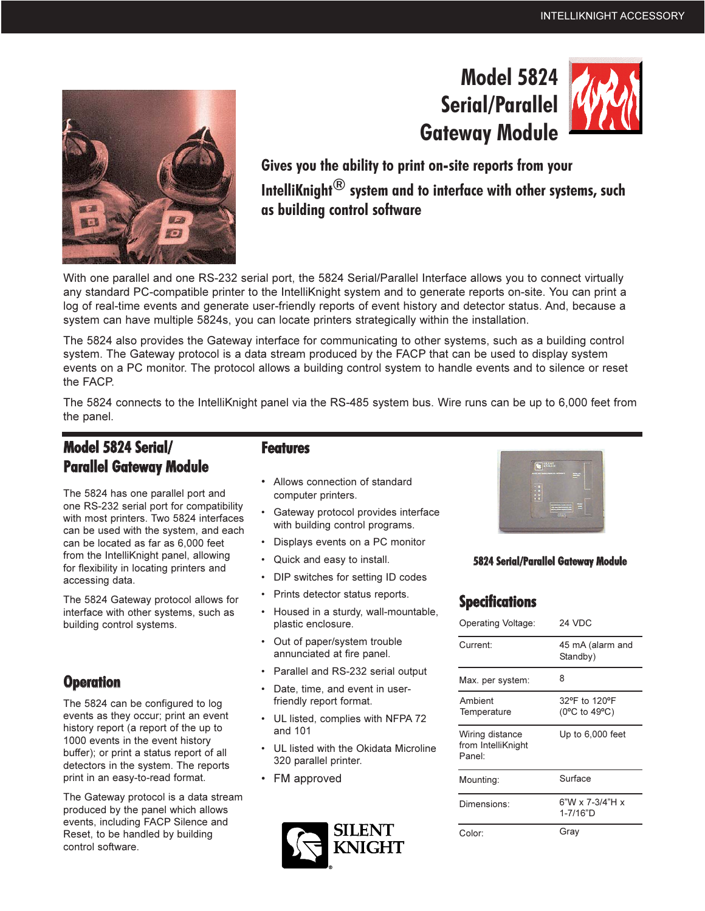# Model 5824 Serial/Parallel Gateway Module

**Gives you the ability to print on-site reports from your IntelliKnight® system and to interface with other systems, such as building control software**

With one parallel and one RS-232 serial port, the 5824 Serial/Parallel Interface allows you to connect virtually any standard PC-compatible printer to the IntelliKnight system and to generate reports on-site. You can print a log of real-time events and generate user-friendly reports of event history and detector status. And, because a system can have multiple 5824s, you can locate printers strategically within the installation.

The 5824 also provides the Gateway interface for communicating to other systems, such as a building control system. The Gateway protocol is a data stream produced by the FACP that can be used to display system events on a PC monitor. The protocol allows a building control system to handle events and to silence or reset the FACP.

The 5824 connects to the IntelliKnight panel via the RS-485 system bus. Wire runs can be up to 6,000 feet from the panel.

## Model 5824 Serial/ Parallel Gateway Module

The 5824 has one parallel port and one RS-232 serial port for compatibility with most printers. Two 5824 interfaces can be used with the system, and each can be located as far as 6,000 feet from the IntelliKnight panel, allowing for flexibility in locating printers and accessing data.

The 5824 Gateway protocol allows for interface with other systems, such as building control systems.

## Operation

The 5824 can be configured to log events as they occur; print an event history report (a report of the up to 1000 events in the event history buffer); or print a status report of all detectors in the system. The reports print in an easy-to-read format.

The Gateway protocol is a data stream produced by the panel which allows events, including FACP Silence and Reset, to be handled by building control software.

## Features

- Allows connection of standard computer printers.
- Gateway protocol provides interface with building control programs.
- Displays events on a PC monitor
- Quick and easy to install.
- DIP switches for setting ID codes
- Prints detector status reports.
- Housed in a sturdy, wall-mountable, plastic enclosure.
- Out of paper/system trouble annunciated at fire panel.
- Parallel and RS-232 serial output
- Date, time, and event in user-friendly report format.
- UL listed, complies with NFPA 72 and 101
- UL listed with the Okidata Microline 320 parallel printer.
- FM approved

**5824 Serial/Parallel Gateway Module**

## Specifications

| | |
|---|---|
| Operating Voltage: | 24 VDC |
| Current: | 45 mA (alarm and Standby) |
| Max. per system: | 8 |
| Ambient Temperature | 32ºF to 120ºF (0ºC to 49ºC) |
| Wiring distance from IntelliKnight Panel: | Up to 6,000 feet |
| Mounting: | Surface |
| Dimensions: | 6"W x 7-3/4"H x 1-7/16"D |
| Color: | Gray |

SILENT KNIGHT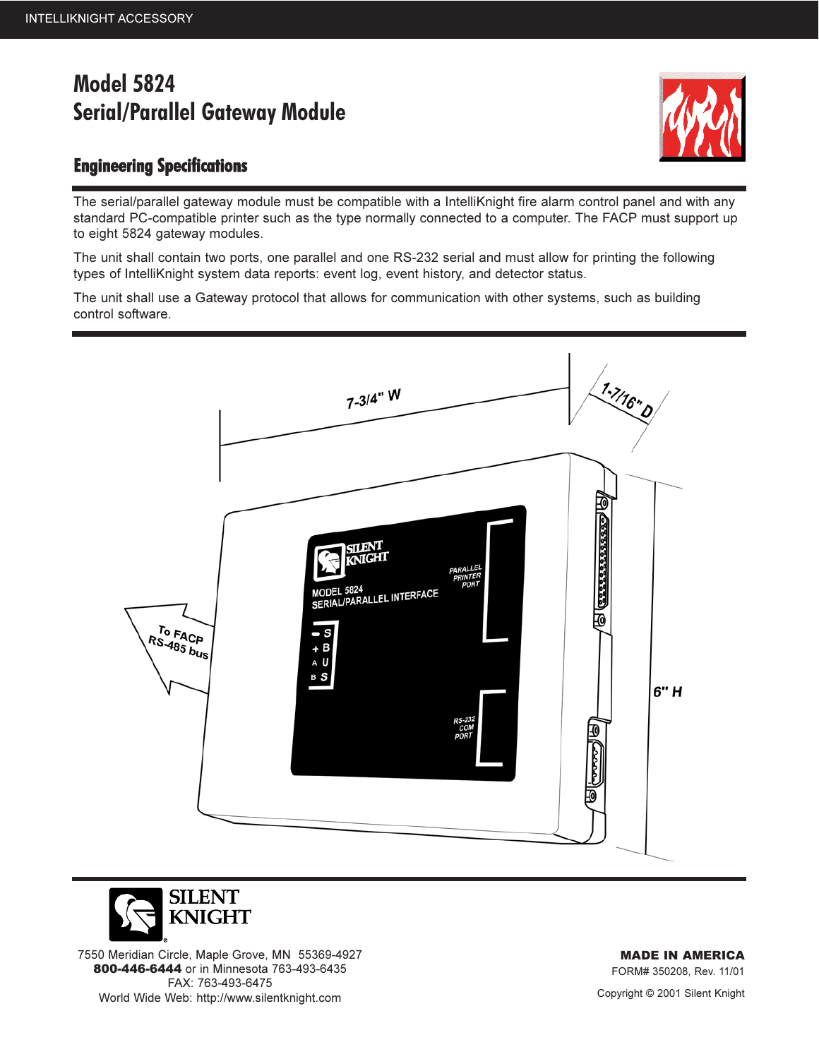INTELLIKNIGHT ACCESSORY

# Model 5824
# Serial/Parallel Gateway Module

## Engineering Specifications

The serial/parallel gateway module must be compatible with a IntelliKnight fire alarm control panel and with any standard PC-compatible printer such as the type normally connected to a computer. The FACP must support up to eight 5824 gateway modules.

The unit shall contain two ports, one parallel and one RS-232 serial and must allow for printing the following types of IntelliKnight system data reports: event log, event history, and detector status.

The unit shall use a Gateway protocol that allows for communication with other systems, such as building control software.

7-3/4" W

1-7/16" D

6" H

To FACP RS-485 bus

SILENT KNIGHT

MODEL 5824 SERIAL/PARALLEL INTERFACE

PARALLEL PRINTER PORT

− S
+ B
A U
B S

RS-232 COM PORT

SILENT KNIGHT

7550 Meridian Circle, Maple Grove, MN 55369-4927
**800-446-6444** or in Minnesota 763-493-6435
FAX: 763-493-6475
World Wide Web: http://www.silentknight.com

**MADE IN AMERICA**
FORM# 350208, Rev. 11/01

Copyright © 2001 Silent Knight